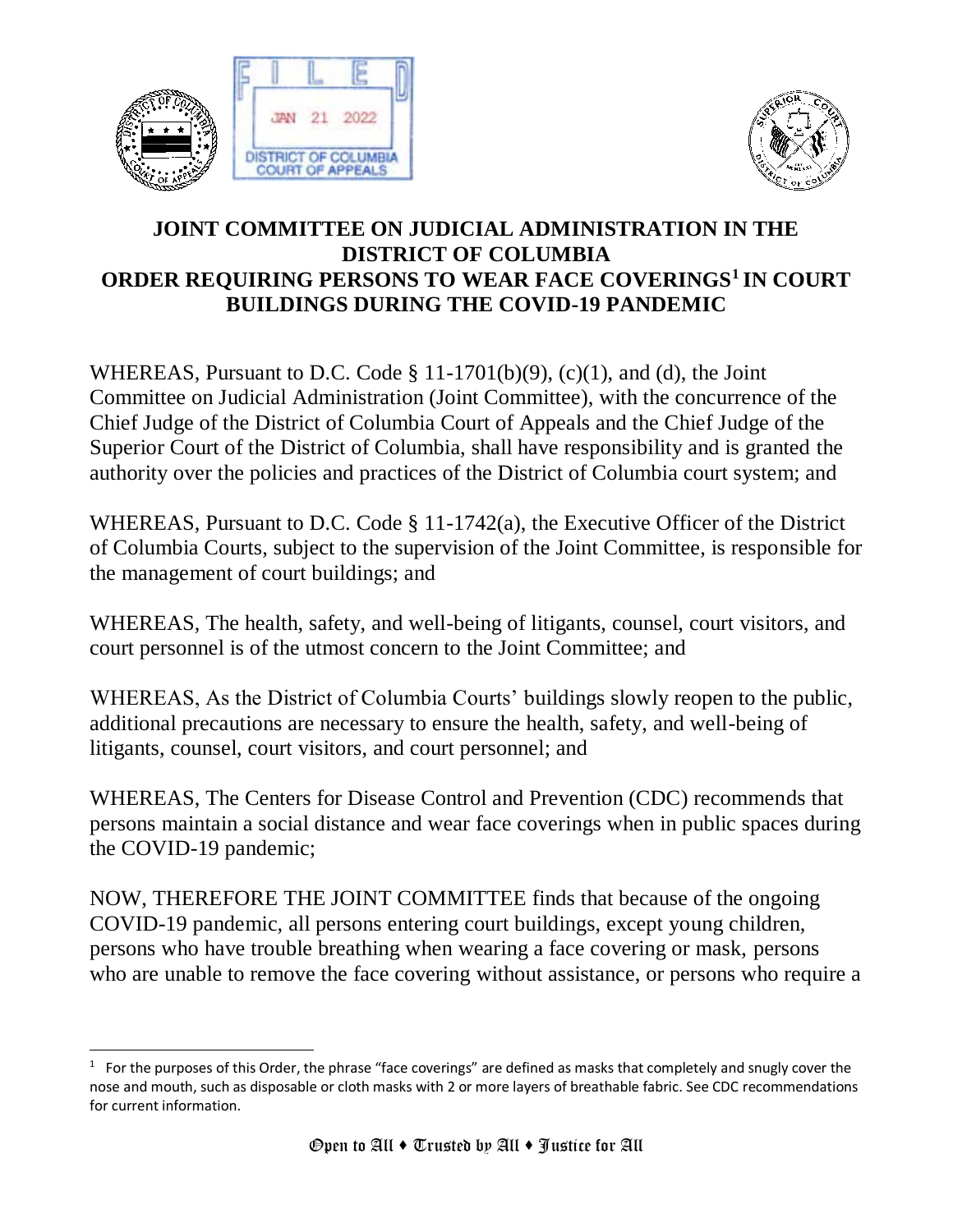FILED
JAN 21 2022
DISTRICT OF COLUMBIA COURT OF APPEALS

# JOINT COMMITTEE ON JUDICIAL ADMINISTRATION IN THE DISTRICT OF COLUMBIA
# ORDER REQUIRING PERSONS TO WEAR FACE COVERINGS[1] IN COURT BUILDINGS DURING THE COVID-19 PANDEMIC

WHEREAS, Pursuant to D.C. Code § 11-1701(b)(9), (c)(1), and (d), the Joint Committee on Judicial Administration (Joint Committee), with the concurrence of the Chief Judge of the District of Columbia Court of Appeals and the Chief Judge of the Superior Court of the District of Columbia, shall have responsibility and is granted the authority over the policies and practices of the District of Columbia court system; and

WHEREAS, Pursuant to D.C. Code § 11-1742(a), the Executive Officer of the District of Columbia Courts, subject to the supervision of the Joint Committee, is responsible for the management of court buildings; and

WHEREAS, The health, safety, and well-being of litigants, counsel, court visitors, and court personnel is of the utmost concern to the Joint Committee; and

WHEREAS, As the District of Columbia Courts' buildings slowly reopen to the public, additional precautions are necessary to ensure the health, safety, and well-being of litigants, counsel, court visitors, and court personnel; and

WHEREAS, The Centers for Disease Control and Prevention (CDC) recommends that persons maintain a social distance and wear face coverings when in public spaces during the COVID-19 pandemic;

NOW, THEREFORE THE JOINT COMMITTEE finds that because of the ongoing COVID-19 pandemic, all persons entering court buildings, except young children, persons who have trouble breathing when wearing a face covering or mask, persons who are unable to remove the face covering without assistance, or persons who require a

---

[1] For the purposes of this Order, the phrase "face coverings" are defined as masks that completely and snugly cover the nose and mouth, such as disposable or cloth masks with 2 or more layers of breathable fabric. See CDC recommendations for current information.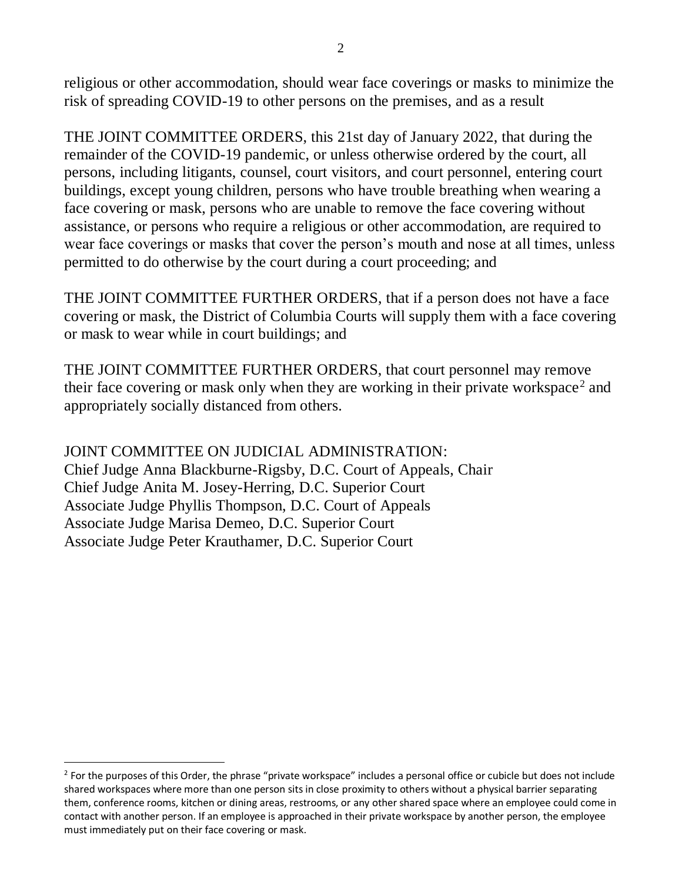religious or other accommodation, should wear face coverings or masks to minimize the risk of spreading COVID-19 to other persons on the premises, and as a result

THE JOINT COMMITTEE ORDERS, this 21st day of January 2022, that during the remainder of the COVID-19 pandemic, or unless otherwise ordered by the court, all persons, including litigants, counsel, court visitors, and court personnel, entering court buildings, except young children, persons who have trouble breathing when wearing a face covering or mask, persons who are unable to remove the face covering without assistance, or persons who require a religious or other accommodation, are required to wear face coverings or masks that cover the person's mouth and nose at all times, unless permitted to do otherwise by the court during a court proceeding; and

THE JOINT COMMITTEE FURTHER ORDERS, that if a person does not have a face covering or mask, the District of Columbia Courts will supply them with a face covering or mask to wear while in court buildings; and

THE JOINT COMMITTEE FURTHER ORDERS, that court personnel may remove their face covering or mask only when they are working in their private workspace[2] and appropriately socially distanced from others.

JOINT COMMITTEE ON JUDICIAL ADMINISTRATION:
Chief Judge Anna Blackburne-Rigsby, D.C. Court of Appeals, Chair
Chief Judge Anita M. Josey-Herring, D.C. Superior Court
Associate Judge Phyllis Thompson, D.C. Court of Appeals
Associate Judge Marisa Demeo, D.C. Superior Court
Associate Judge Peter Krauthamer, D.C. Superior Court

[2] For the purposes of this Order, the phrase "private workspace" includes a personal office or cubicle but does not include shared workspaces where more than one person sits in close proximity to others without a physical barrier separating them, conference rooms, kitchen or dining areas, restrooms, or any other shared space where an employee could come in contact with another person. If an employee is approached in their private workspace by another person, the employee must immediately put on their face covering or mask.